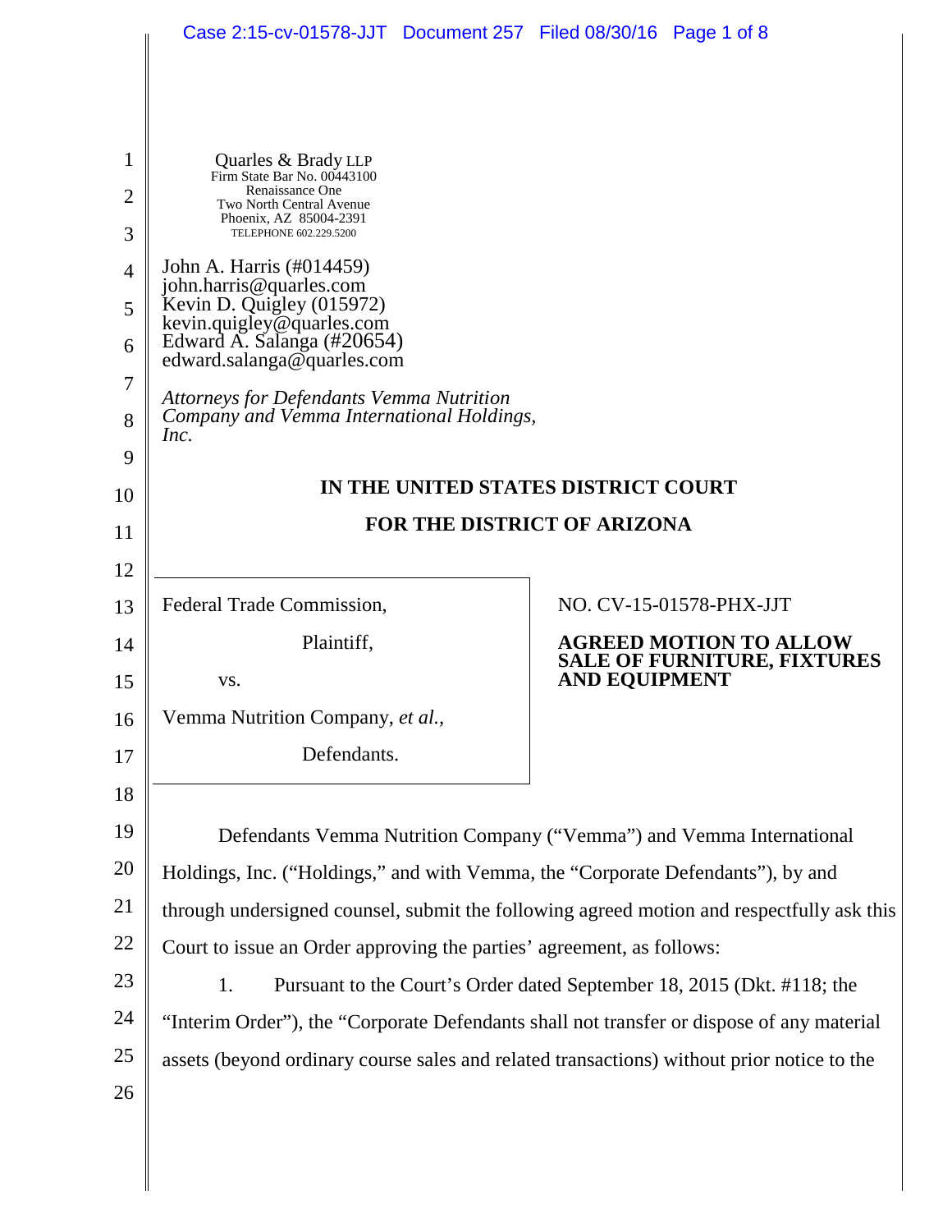Quarles & Brady LLP
Firm State Bar No. 00443100
Renaissance One
Two North Central Avenue
Phoenix, AZ 85004-2391
TELEPHONE 602.229.5200

John A. Harris (#014459)
john.harris@quarles.com
Kevin D. Quigley (015972)
kevin.quigley@quarles.com
Edward A. Salanga (#20654)
edward.salanga@quarles.com

*Attorneys for Defendants Vemma Nutrition Company and Vemma International Holdings, Inc.*

**IN THE UNITED STATES DISTRICT COURT**

**FOR THE DISTRICT OF ARIZONA**

| | |
|---|---|
| Federal Trade Commission,<br><br>Plaintiff,<br><br>vs.<br><br>Vemma Nutrition Company, *et al.*,<br><br>Defendants. | NO. CV-15-01578-PHX-JJT<br><br>**AGREED MOTION TO ALLOW SALE OF FURNITURE, FIXTURES AND EQUIPMENT** |

Defendants Vemma Nutrition Company ("Vemma") and Vemma International Holdings, Inc. ("Holdings," and with Vemma, the "Corporate Defendants"), by and through undersigned counsel, submit the following agreed motion and respectfully ask this Court to issue an Order approving the parties' agreement, as follows:

1. Pursuant to the Court's Order dated September 18, 2015 (Dkt. #118; the "Interim Order"), the "Corporate Defendants shall not transfer or dispose of any material assets (beyond ordinary course sales and related transactions) without prior notice to the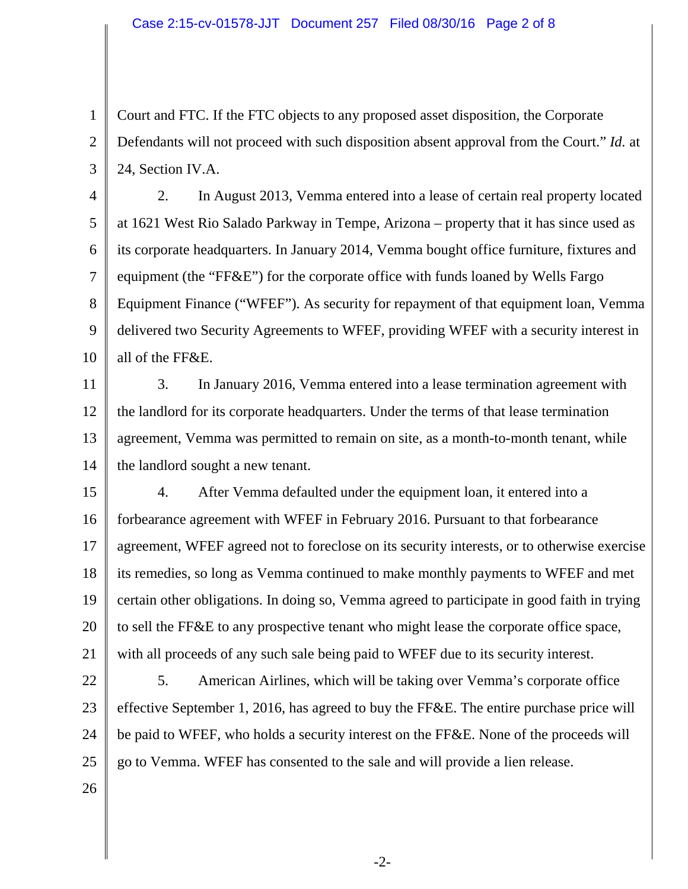Court and FTC. If the FTC objects to any proposed asset disposition, the Corporate Defendants will not proceed with such disposition absent approval from the Court." *Id.* at 24, Section IV.A.

2. In August 2013, Vemma entered into a lease of certain real property located at 1621 West Rio Salado Parkway in Tempe, Arizona – property that it has since used as its corporate headquarters. In January 2014, Vemma bought office furniture, fixtures and equipment (the "FF&E") for the corporate office with funds loaned by Wells Fargo Equipment Finance ("WFEF"). As security for repayment of that equipment loan, Vemma delivered two Security Agreements to WFEF, providing WFEF with a security interest in all of the FF&E.

3. In January 2016, Vemma entered into a lease termination agreement with the landlord for its corporate headquarters. Under the terms of that lease termination agreement, Vemma was permitted to remain on site, as a month-to-month tenant, while the landlord sought a new tenant.

4. After Vemma defaulted under the equipment loan, it entered into a forbearance agreement with WFEF in February 2016. Pursuant to that forbearance agreement, WFEF agreed not to foreclose on its security interests, or to otherwise exercise its remedies, so long as Vemma continued to make monthly payments to WFEF and met certain other obligations. In doing so, Vemma agreed to participate in good faith in trying to sell the FF&E to any prospective tenant who might lease the corporate office space, with all proceeds of any such sale being paid to WFEF due to its security interest.

5. American Airlines, which will be taking over Vemma's corporate office effective September 1, 2016, has agreed to buy the FF&E. The entire purchase price will be paid to WFEF, who holds a security interest on the FF&E. None of the proceeds will go to Vemma. WFEF has consented to the sale and will provide a lien release.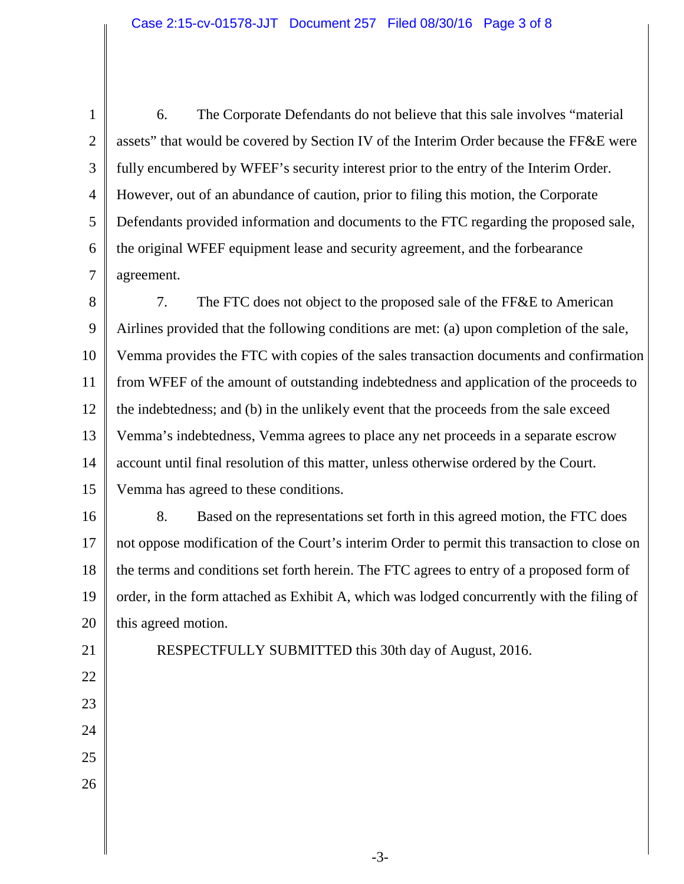6. The Corporate Defendants do not believe that this sale involves "material assets" that would be covered by Section IV of the Interim Order because the FF&E were fully encumbered by WFEF's security interest prior to the entry of the Interim Order. However, out of an abundance of caution, prior to filing this motion, the Corporate Defendants provided information and documents to the FTC regarding the proposed sale, the original WFEF equipment lease and security agreement, and the forbearance agreement.

7. The FTC does not object to the proposed sale of the FF&E to American Airlines provided that the following conditions are met: (a) upon completion of the sale, Vemma provides the FTC with copies of the sales transaction documents and confirmation from WFEF of the amount of outstanding indebtedness and application of the proceeds to the indebtedness; and (b) in the unlikely event that the proceeds from the sale exceed Vemma's indebtedness, Vemma agrees to place any net proceeds in a separate escrow account until final resolution of this matter, unless otherwise ordered by the Court. Vemma has agreed to these conditions.

8. Based on the representations set forth in this agreed motion, the FTC does not oppose modification of the Court's interim Order to permit this transaction to close on the terms and conditions set forth herein. The FTC agrees to entry of a proposed form of order, in the form attached as Exhibit A, which was lodged concurrently with the filing of this agreed motion.

RESPECTFULLY SUBMITTED this 30th day of August, 2016.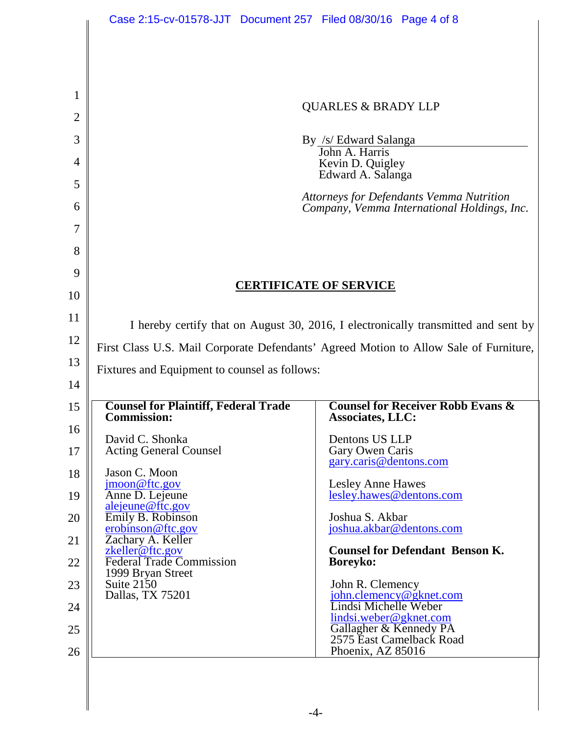QUARLES & BRADY LLP

By /s/ Edward Salanga
John A. Harris
Kevin D. Quigley
Edward A. Salanga

*Attorneys for Defendants Vemma Nutrition Company, Vemma International Holdings, Inc.*

## CERTIFICATE OF SERVICE

I hereby certify that on August 30, 2016, I electronically transmitted and sent by First Class U.S. Mail Corporate Defendants' Agreed Motion to Allow Sale of Furniture, Fixtures and Equipment to counsel as follows:

| **Counsel for Plaintiff, Federal Trade Commission:** | **Counsel for Receiver Robb Evans & Associates, LLC:** |
|---|---|
| David C. Shonka<br>Acting General Counsel<br><br>Jason C. Moon<br>jmoon@ftc.gov<br>Anne D. Lejeune<br>alejeune@ftc.gov<br>Emily B. Robinson<br>erobinson@ftc.gov<br>Zachary A. Keller<br>zkeller@ftc.gov<br>Federal Trade Commission<br>1999 Bryan Street<br>Suite 2150<br>Dallas, TX 75201 | Dentons US LLP<br>Gary Owen Caris<br>gary.caris@dentons.com<br><br>Lesley Anne Hawes<br>lesley.hawes@dentons.com<br><br>Joshua S. Akbar<br>joshua.akbar@dentons.com<br><br>**Counsel for Defendant Benson K. Boreyko:**<br><br>John R. Clemency<br>john.clemency@gknet.com<br>Lindsi Michelle Weber<br>lindsi.weber@gknet.com<br>Gallagher & Kennedy PA<br>2575 East Camelback Road<br>Phoenix, AZ 85016 |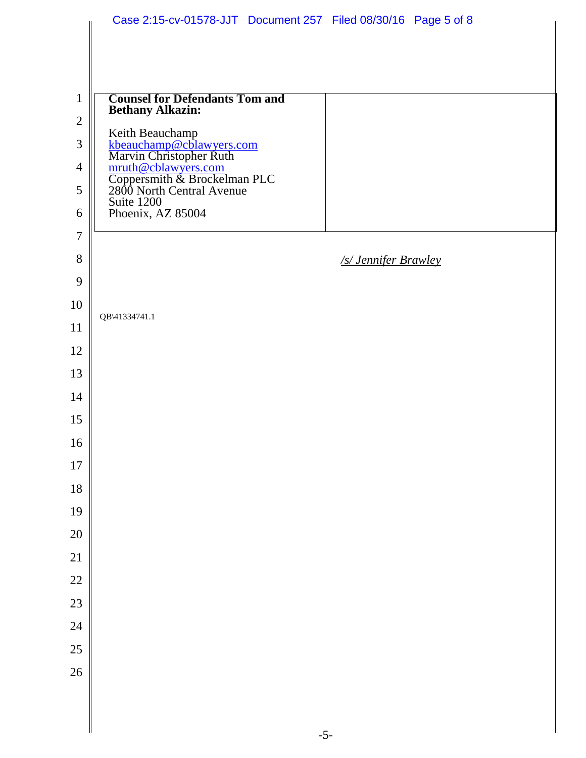| **Counsel for Defendants Tom and Bethany Alkazin:**<br><br>Keith Beauchamp<br>kbeauchamp@cblawyers.com<br>Marvin Christopher Ruth<br>mruth@cblawyers.com<br>Coppersmith & Brockelman PLC<br>2800 North Central Avenue<br>Suite 1200<br>Phoenix, AZ 85004 | |
|---|---|

*/s/ Jennifer Brawley*

QB\41334741.1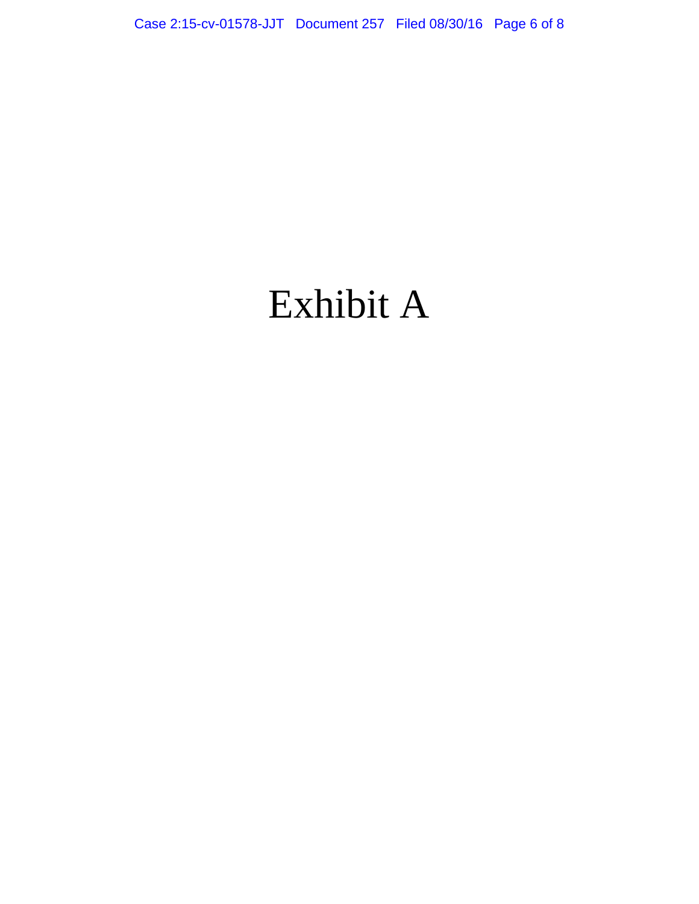# Exhibit A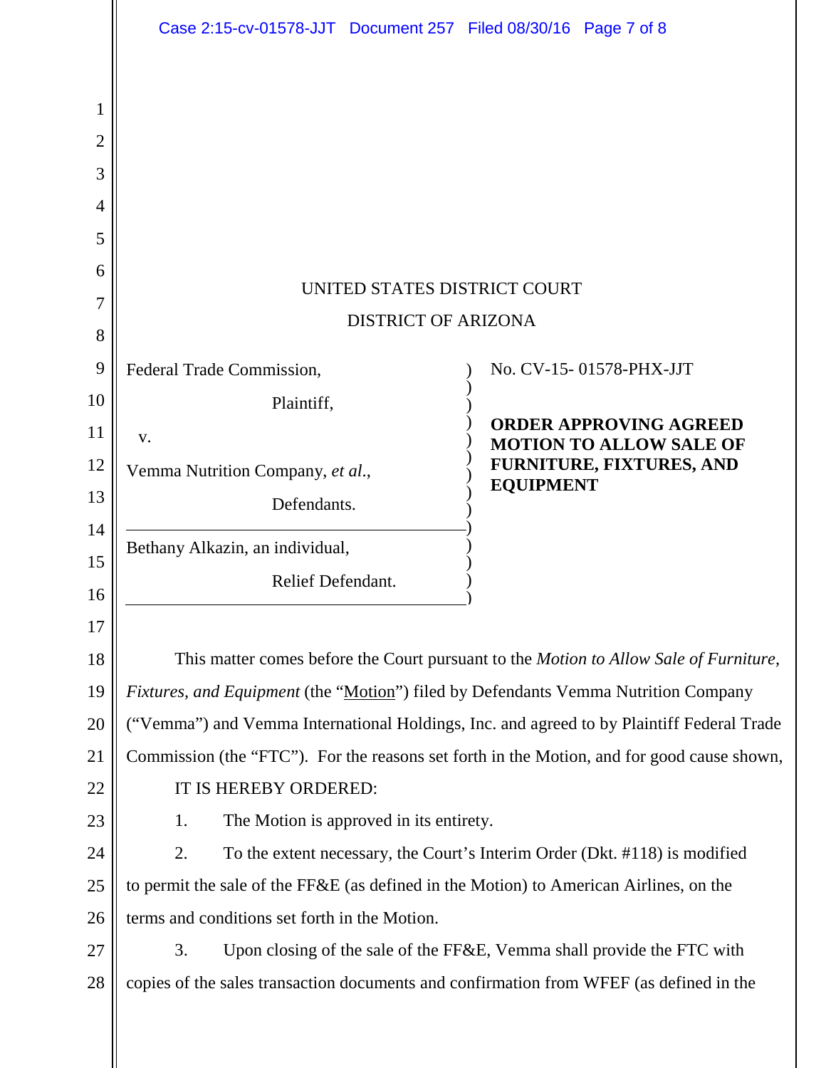UNITED STATES DISTRICT COURT

DISTRICT OF ARIZONA

| | |
|---|---|
| Federal Trade Commission,<br>Plaintiff,<br>v.<br>Vemma Nutrition Company, *et al.*,<br>Defendants.<br><br>Bethany Alkazin, an individual,<br>Relief Defendant. | No. CV-15- 01578-PHX-JJT<br><br>**ORDER APPROVING AGREED MOTION TO ALLOW SALE OF FURNITURE, FIXTURES, AND EQUIPMENT** |

This matter comes before the Court pursuant to the *Motion to Allow Sale of Furniture, Fixtures, and Equipment* (the "Motion") filed by Defendants Vemma Nutrition Company ("Vemma") and Vemma International Holdings, Inc. and agreed to by Plaintiff Federal Trade Commission (the "FTC"). For the reasons set forth in the Motion, and for good cause shown,

IT IS HEREBY ORDERED:

1. The Motion is approved in its entirety.

2. To the extent necessary, the Court's Interim Order (Dkt. #118) is modified to permit the sale of the FF&E (as defined in the Motion) to American Airlines, on the terms and conditions set forth in the Motion.

3. Upon closing of the sale of the FF&E, Vemma shall provide the FTC with copies of the sales transaction documents and confirmation from WFEF (as defined in the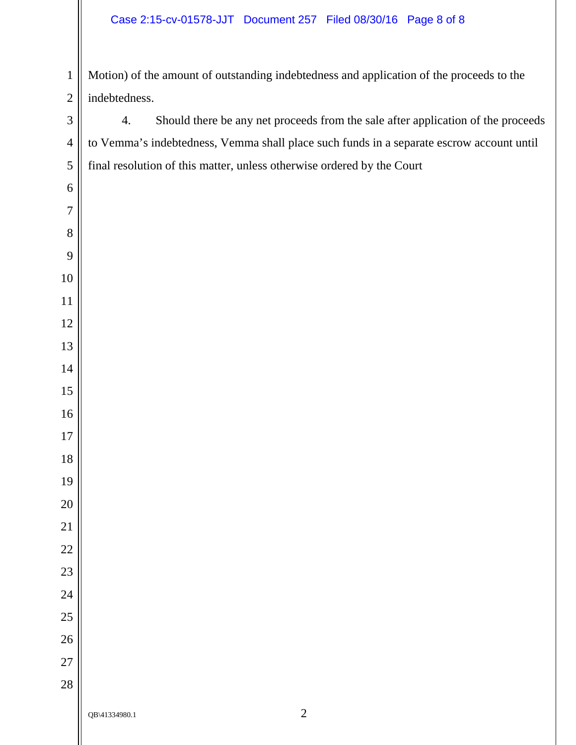Motion) of the amount of outstanding indebtedness and application of the proceeds to the indebtedness.

4. Should there be any net proceeds from the sale after application of the proceeds to Vemma's indebtedness, Vemma shall place such funds in a separate escrow account until final resolution of this matter, unless otherwise ordered by the Court

QB\41334980.1